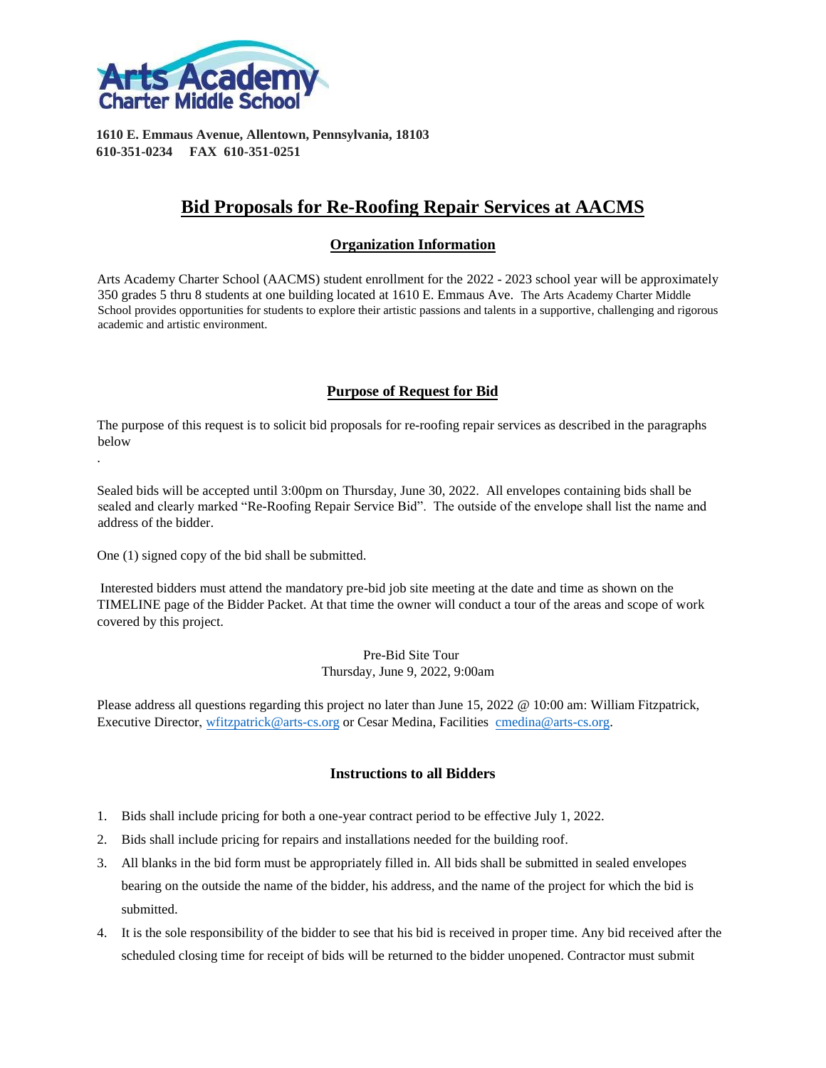Arts Academy Charter Middle School

**1610 E. Emmaus Avenue, Allentown, Pennsylvania, 18103**
**610-351-0234 FAX 610-351-0251**

# Bid Proposals for Re-Roofing Repair Services at AACMS

## Organization Information

Arts Academy Charter School (AACMS) student enrollment for the 2022 - 2023 school year will be approximately 350 grades 5 thru 8 students at one building located at 1610 E. Emmaus Ave. The Arts Academy Charter Middle School provides opportunities for students to explore their artistic passions and talents in a supportive, challenging and rigorous academic and artistic environment.

## Purpose of Request for Bid

The purpose of this request is to solicit bid proposals for re-roofing repair services as described in the paragraphs below

.

Sealed bids will be accepted until 3:00pm on Thursday, June 30, 2022. All envelopes containing bids shall be sealed and clearly marked "Re-Roofing Repair Service Bid". The outside of the envelope shall list the name and address of the bidder.

One (1) signed copy of the bid shall be submitted.

Interested bidders must attend the mandatory pre-bid job site meeting at the date and time as shown on the TIMELINE page of the Bidder Packet. At that time the owner will conduct a tour of the areas and scope of work covered by this project.

Pre-Bid Site Tour
Thursday, June 9, 2022, 9:00am

Please address all questions regarding this project no later than June 15, 2022 @ 10:00 am: William Fitzpatrick, Executive Director, wfitzpatrick@arts-cs.org or Cesar Medina, Facilities cmedina@arts-cs.org.

## Instructions to all Bidders

1. Bids shall include pricing for both a one-year contract period to be effective July 1, 2022.
2. Bids shall include pricing for repairs and installations needed for the building roof.
3. All blanks in the bid form must be appropriately filled in. All bids shall be submitted in sealed envelopes bearing on the outside the name of the bidder, his address, and the name of the project for which the bid is submitted.
4. It is the sole responsibility of the bidder to see that his bid is received in proper time. Any bid received after the scheduled closing time for receipt of bids will be returned to the bidder unopened. Contractor must submit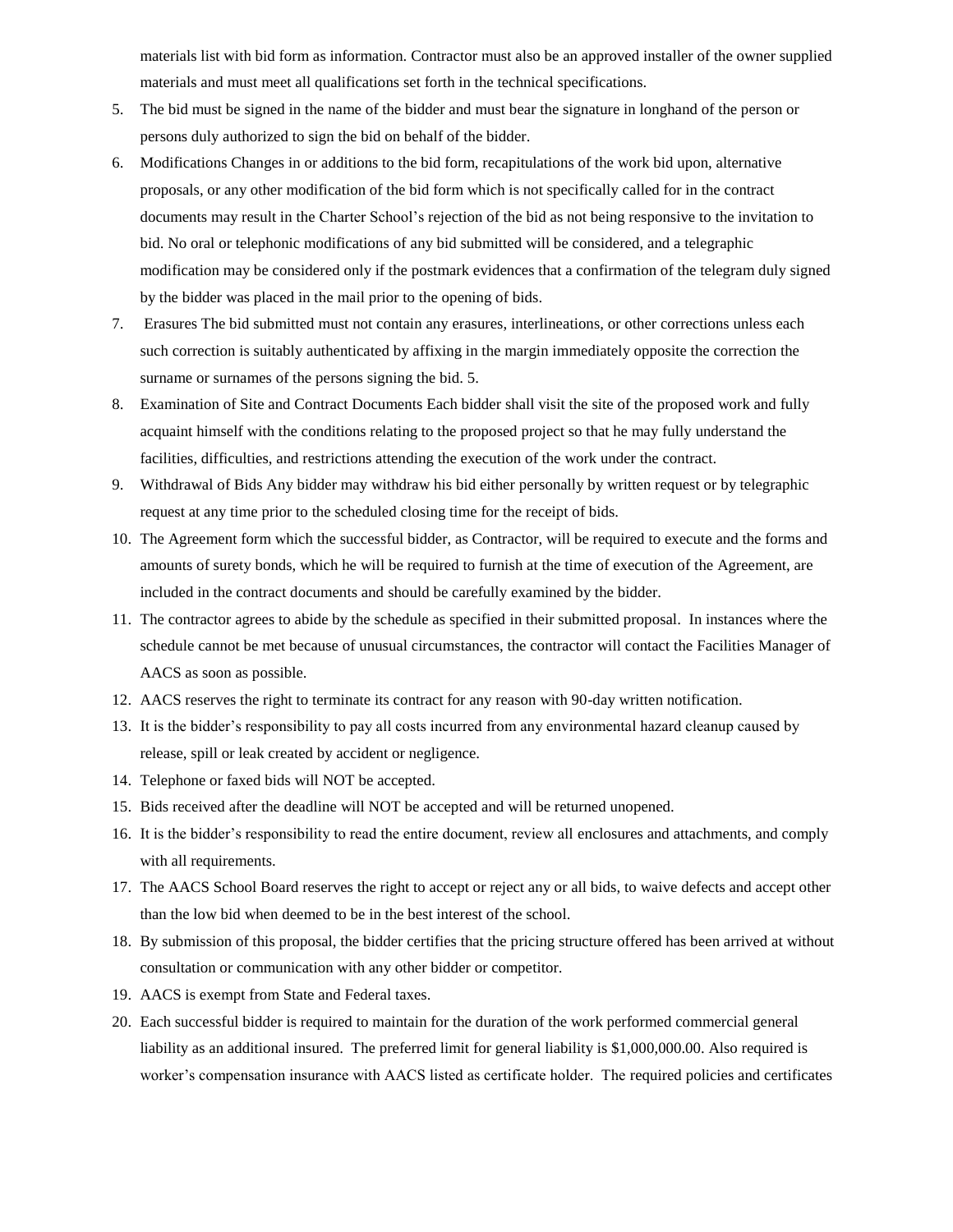materials list with bid form as information. Contractor must also be an approved installer of the owner supplied materials and must meet all qualifications set forth in the technical specifications.

5. The bid must be signed in the name of the bidder and must bear the signature in longhand of the person or persons duly authorized to sign the bid on behalf of the bidder.
6. Modifications Changes in or additions to the bid form, recapitulations of the work bid upon, alternative proposals, or any other modification of the bid form which is not specifically called for in the contract documents may result in the Charter School's rejection of the bid as not being responsive to the invitation to bid. No oral or telephonic modifications of any bid submitted will be considered, and a telegraphic modification may be considered only if the postmark evidences that a confirmation of the telegram duly signed by the bidder was placed in the mail prior to the opening of bids.
7. Erasures The bid submitted must not contain any erasures, interlineations, or other corrections unless each such correction is suitably authenticated by affixing in the margin immediately opposite the correction the surname or surnames of the persons signing the bid. 5.
8. Examination of Site and Contract Documents Each bidder shall visit the site of the proposed work and fully acquaint himself with the conditions relating to the proposed project so that he may fully understand the facilities, difficulties, and restrictions attending the execution of the work under the contract.
9. Withdrawal of Bids Any bidder may withdraw his bid either personally by written request or by telegraphic request at any time prior to the scheduled closing time for the receipt of bids.
10. The Agreement form which the successful bidder, as Contractor, will be required to execute and the forms and amounts of surety bonds, which he will be required to furnish at the time of execution of the Agreement, are included in the contract documents and should be carefully examined by the bidder.
11. The contractor agrees to abide by the schedule as specified in their submitted proposal. In instances where the schedule cannot be met because of unusual circumstances, the contractor will contact the Facilities Manager of AACS as soon as possible.
12. AACS reserves the right to terminate its contract for any reason with 90-day written notification.
13. It is the bidder's responsibility to pay all costs incurred from any environmental hazard cleanup caused by release, spill or leak created by accident or negligence.
14. Telephone or faxed bids will NOT be accepted.
15. Bids received after the deadline will NOT be accepted and will be returned unopened.
16. It is the bidder's responsibility to read the entire document, review all enclosures and attachments, and comply with all requirements.
17. The AACS School Board reserves the right to accept or reject any or all bids, to waive defects and accept other than the low bid when deemed to be in the best interest of the school.
18. By submission of this proposal, the bidder certifies that the pricing structure offered has been arrived at without consultation or communication with any other bidder or competitor.
19. AACS is exempt from State and Federal taxes.
20. Each successful bidder is required to maintain for the duration of the work performed commercial general liability as an additional insured. The preferred limit for general liability is $1,000,000.00. Also required is worker's compensation insurance with AACS listed as certificate holder. The required policies and certificates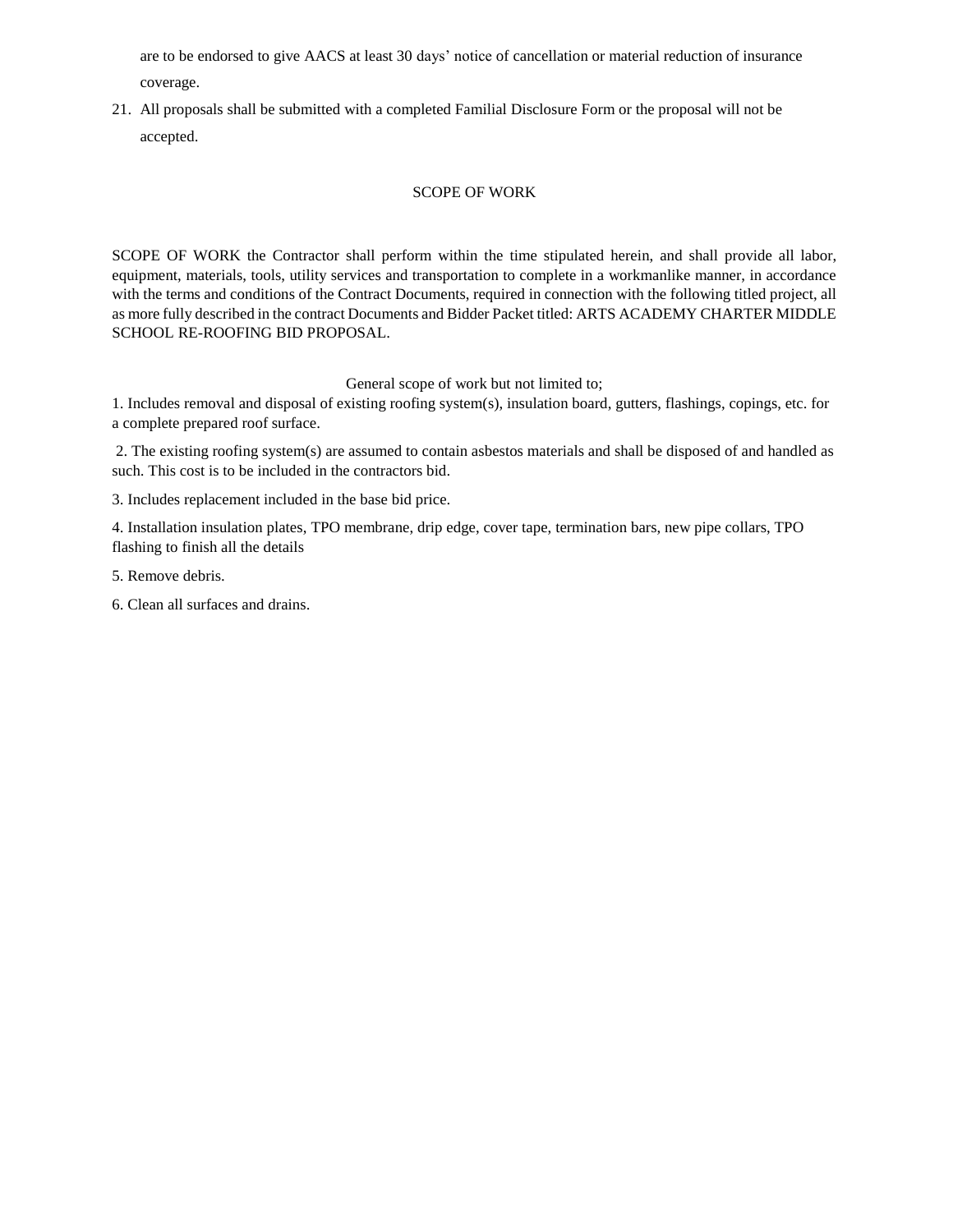are to be endorsed to give AACS at least 30 days' notice of cancellation or material reduction of insurance coverage.

21. All proposals shall be submitted with a completed Familial Disclosure Form or the proposal will not be accepted.

## SCOPE OF WORK

SCOPE OF WORK the Contractor shall perform within the time stipulated herein, and shall provide all labor, equipment, materials, tools, utility services and transportation to complete in a workmanlike manner, in accordance with the terms and conditions of the Contract Documents, required in connection with the following titled project, all as more fully described in the contract Documents and Bidder Packet titled: ARTS ACADEMY CHARTER MIDDLE SCHOOL RE-ROOFING BID PROPOSAL.

General scope of work but not limited to;

1. Includes removal and disposal of existing roofing system(s), insulation board, gutters, flashings, copings, etc. for a complete prepared roof surface.

2. The existing roofing system(s) are assumed to contain asbestos materials and shall be disposed of and handled as such. This cost is to be included in the contractors bid.

3. Includes replacement included in the base bid price.

4. Installation insulation plates, TPO membrane, drip edge, cover tape, termination bars, new pipe collars, TPO flashing to finish all the details

5. Remove debris.

6. Clean all surfaces and drains.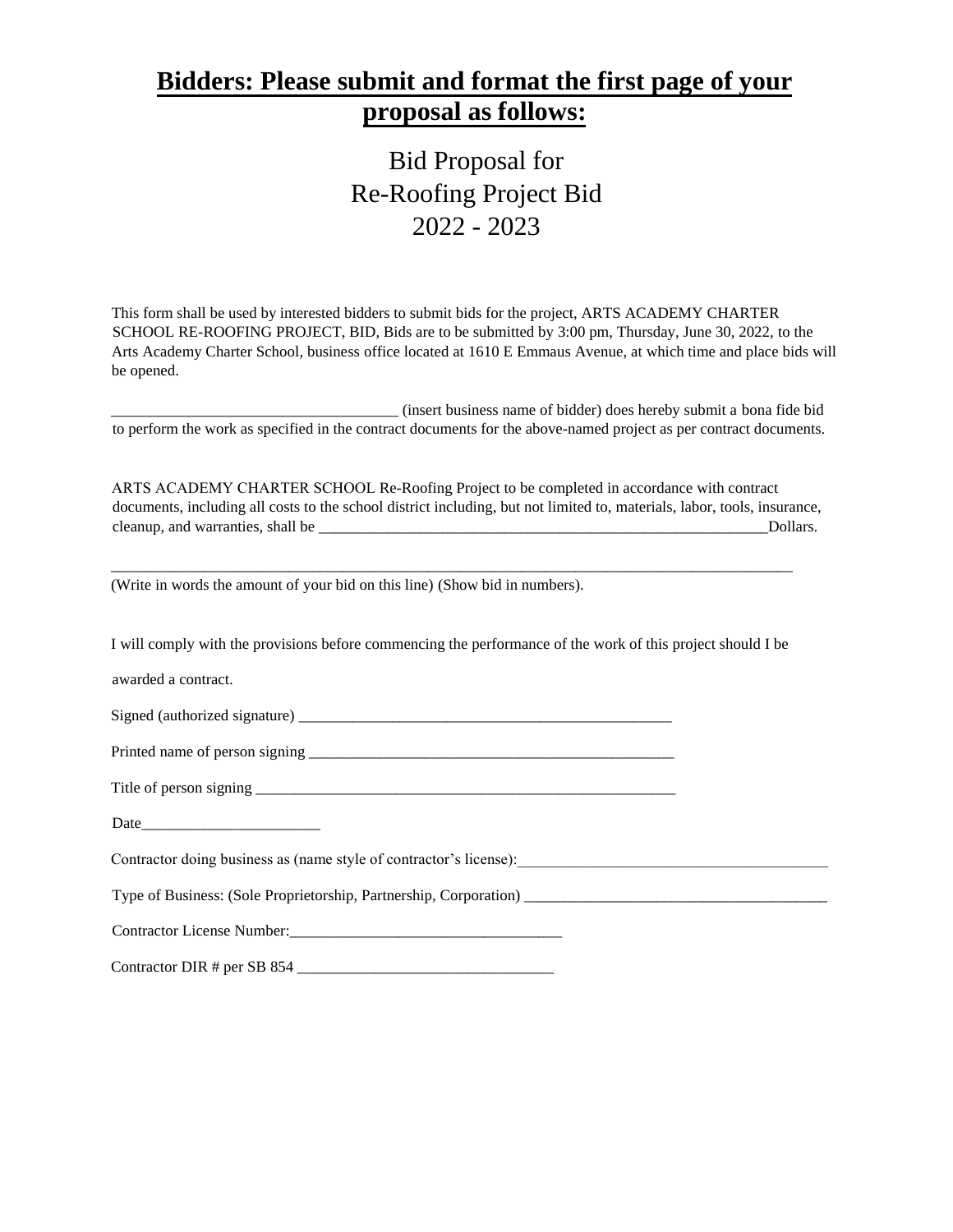# **Bidders: Please submit and format the first page of your proposal as follows:**

## Bid Proposal for
## Re-Roofing Project Bid
## 2022 - 2023

This form shall be used by interested bidders to submit bids for the project, ARTS ACADEMY CHARTER SCHOOL RE-ROOFING PROJECT, BID, Bids are to be submitted by 3:00 pm, Thursday, June 30, 2022, to the Arts Academy Charter School, business office located at 1610 E Emmaus Avenue, at which time and place bids will be opened.

____________________________________ (insert business name of bidder) does hereby submit a bona fide bid to perform the work as specified in the contract documents for the above-named project as per contract documents.

ARTS ACADEMY CHARTER SCHOOL Re-Roofing Project to be completed in accordance with contract documents, including all costs to the school district including, but not limited to, materials, labor, tools, insurance, cleanup, and warranties, shall be ________________________________________________________Dollars.

_____________________________________________________________________________________

(Write in words the amount of your bid on this line) (Show bid in numbers).

I will comply with the provisions before commencing the performance of the work of this project should I be awarded a contract.

Signed (authorized signature) _______________________________________________

Printed name of person signing _______________________________________________

Title of person signing _____________________________________________________

Date______________________

Contractor doing business as (name style of contractor's license):______________________________________

Type of Business: (Sole Proprietorship, Partnership, Corporation) ______________________________________

Contractor License Number:__________________________________

Contractor DIR # per SB 854 ________________________________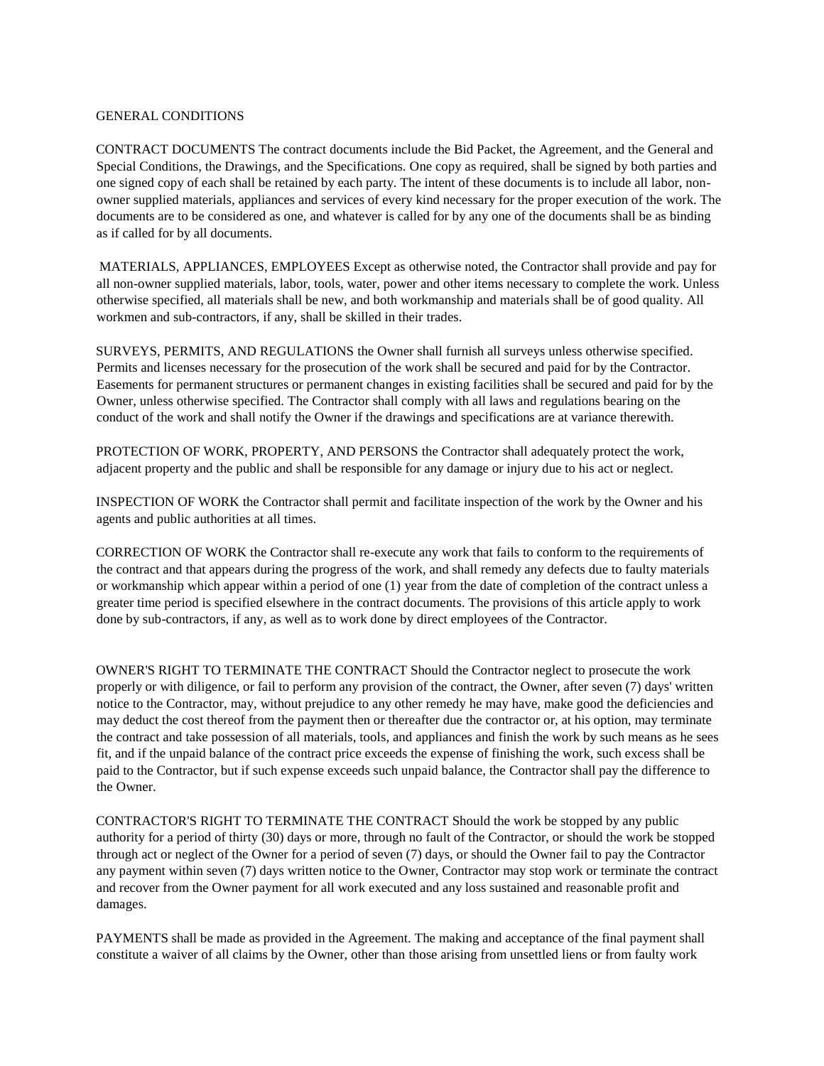GENERAL CONDITIONS

CONTRACT DOCUMENTS The contract documents include the Bid Packet, the Agreement, and the General and Special Conditions, the Drawings, and the Specifications. One copy as required, shall be signed by both parties and one signed copy of each shall be retained by each party. The intent of these documents is to include all labor, non-owner supplied materials, appliances and services of every kind necessary for the proper execution of the work. The documents are to be considered as one, and whatever is called for by any one of the documents shall be as binding as if called for by all documents.

MATERIALS, APPLIANCES, EMPLOYEES Except as otherwise noted, the Contractor shall provide and pay for all non-owner supplied materials, labor, tools, water, power and other items necessary to complete the work. Unless otherwise specified, all materials shall be new, and both workmanship and materials shall be of good quality. All workmen and sub-contractors, if any, shall be skilled in their trades.

SURVEYS, PERMITS, AND REGULATIONS the Owner shall furnish all surveys unless otherwise specified. Permits and licenses necessary for the prosecution of the work shall be secured and paid for by the Contractor. Easements for permanent structures or permanent changes in existing facilities shall be secured and paid for by the Owner, unless otherwise specified. The Contractor shall comply with all laws and regulations bearing on the conduct of the work and shall notify the Owner if the drawings and specifications are at variance therewith.

PROTECTION OF WORK, PROPERTY, AND PERSONS the Contractor shall adequately protect the work, adjacent property and the public and shall be responsible for any damage or injury due to his act or neglect.

INSPECTION OF WORK the Contractor shall permit and facilitate inspection of the work by the Owner and his agents and public authorities at all times.

CORRECTION OF WORK the Contractor shall re-execute any work that fails to conform to the requirements of the contract and that appears during the progress of the work, and shall remedy any defects due to faulty materials or workmanship which appear within a period of one (1) year from the date of completion of the contract unless a greater time period is specified elsewhere in the contract documents. The provisions of this article apply to work done by sub-contractors, if any, as well as to work done by direct employees of the Contractor.

OWNER'S RIGHT TO TERMINATE THE CONTRACT Should the Contractor neglect to prosecute the work properly or with diligence, or fail to perform any provision of the contract, the Owner, after seven (7) days' written notice to the Contractor, may, without prejudice to any other remedy he may have, make good the deficiencies and may deduct the cost thereof from the payment then or thereafter due the contractor or, at his option, may terminate the contract and take possession of all materials, tools, and appliances and finish the work by such means as he sees fit, and if the unpaid balance of the contract price exceeds the expense of finishing the work, such excess shall be paid to the Contractor, but if such expense exceeds such unpaid balance, the Contractor shall pay the difference to the Owner.

CONTRACTOR'S RIGHT TO TERMINATE THE CONTRACT Should the work be stopped by any public authority for a period of thirty (30) days or more, through no fault of the Contractor, or should the work be stopped through act or neglect of the Owner for a period of seven (7) days, or should the Owner fail to pay the Contractor any payment within seven (7) days written notice to the Owner, Contractor may stop work or terminate the contract and recover from the Owner payment for all work executed and any loss sustained and reasonable profit and damages.

PAYMENTS shall be made as provided in the Agreement. The making and acceptance of the final payment shall constitute a waiver of all claims by the Owner, other than those arising from unsettled liens or from faulty work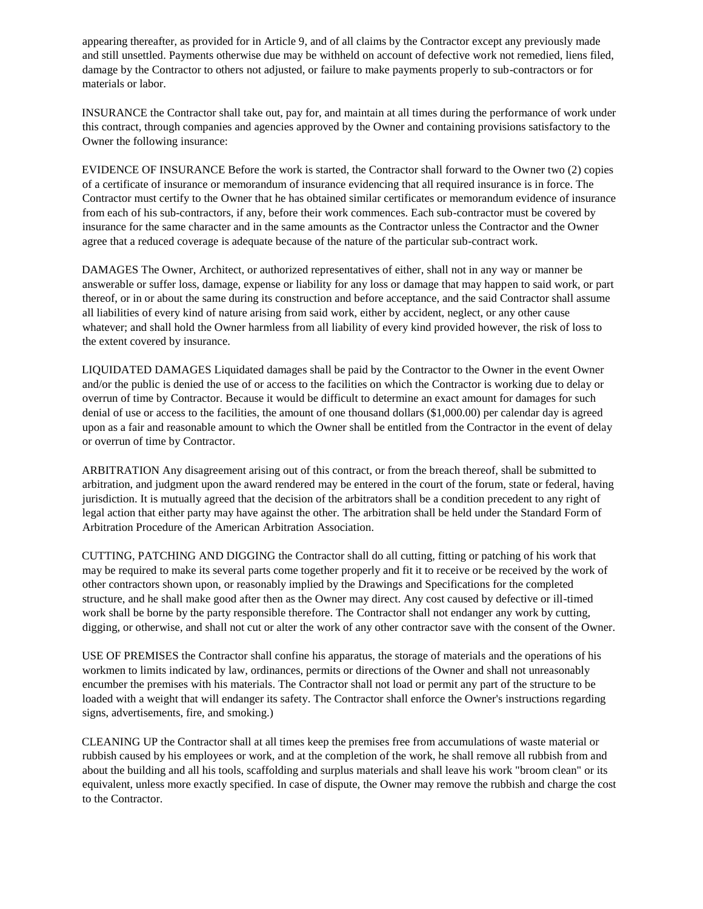appearing thereafter, as provided for in Article 9, and of all claims by the Contractor except any previously made and still unsettled. Payments otherwise due may be withheld on account of defective work not remedied, liens filed, damage by the Contractor to others not adjusted, or failure to make payments properly to sub-contractors or for materials or labor.

INSURANCE the Contractor shall take out, pay for, and maintain at all times during the performance of work under this contract, through companies and agencies approved by the Owner and containing provisions satisfactory to the Owner the following insurance:

EVIDENCE OF INSURANCE Before the work is started, the Contractor shall forward to the Owner two (2) copies of a certificate of insurance or memorandum of insurance evidencing that all required insurance is in force. The Contractor must certify to the Owner that he has obtained similar certificates or memorandum evidence of insurance from each of his sub-contractors, if any, before their work commences. Each sub-contractor must be covered by insurance for the same character and in the same amounts as the Contractor unless the Contractor and the Owner agree that a reduced coverage is adequate because of the nature of the particular sub-contract work.

DAMAGES The Owner, Architect, or authorized representatives of either, shall not in any way or manner be answerable or suffer loss, damage, expense or liability for any loss or damage that may happen to said work, or part thereof, or in or about the same during its construction and before acceptance, and the said Contractor shall assume all liabilities of every kind of nature arising from said work, either by accident, neglect, or any other cause whatever; and shall hold the Owner harmless from all liability of every kind provided however, the risk of loss to the extent covered by insurance.

LIQUIDATED DAMAGES Liquidated damages shall be paid by the Contractor to the Owner in the event Owner and/or the public is denied the use of or access to the facilities on which the Contractor is working due to delay or overrun of time by Contractor. Because it would be difficult to determine an exact amount for damages for such denial of use or access to the facilities, the amount of one thousand dollars ($1,000.00) per calendar day is agreed upon as a fair and reasonable amount to which the Owner shall be entitled from the Contractor in the event of delay or overrun of time by Contractor.

ARBITRATION Any disagreement arising out of this contract, or from the breach thereof, shall be submitted to arbitration, and judgment upon the award rendered may be entered in the court of the forum, state or federal, having jurisdiction. It is mutually agreed that the decision of the arbitrators shall be a condition precedent to any right of legal action that either party may have against the other. The arbitration shall be held under the Standard Form of Arbitration Procedure of the American Arbitration Association.

CUTTING, PATCHING AND DIGGING the Contractor shall do all cutting, fitting or patching of his work that may be required to make its several parts come together properly and fit it to receive or be received by the work of other contractors shown upon, or reasonably implied by the Drawings and Specifications for the completed structure, and he shall make good after then as the Owner may direct. Any cost caused by defective or ill-timed work shall be borne by the party responsible therefore. The Contractor shall not endanger any work by cutting, digging, or otherwise, and shall not cut or alter the work of any other contractor save with the consent of the Owner.

USE OF PREMISES the Contractor shall confine his apparatus, the storage of materials and the operations of his workmen to limits indicated by law, ordinances, permits or directions of the Owner and shall not unreasonably encumber the premises with his materials. The Contractor shall not load or permit any part of the structure to be loaded with a weight that will endanger its safety. The Contractor shall enforce the Owner's instructions regarding signs, advertisements, fire, and smoking.)

CLEANING UP the Contractor shall at all times keep the premises free from accumulations of waste material or rubbish caused by his employees or work, and at the completion of the work, he shall remove all rubbish from and about the building and all his tools, scaffolding and surplus materials and shall leave his work "broom clean" or its equivalent, unless more exactly specified. In case of dispute, the Owner may remove the rubbish and charge the cost to the Contractor.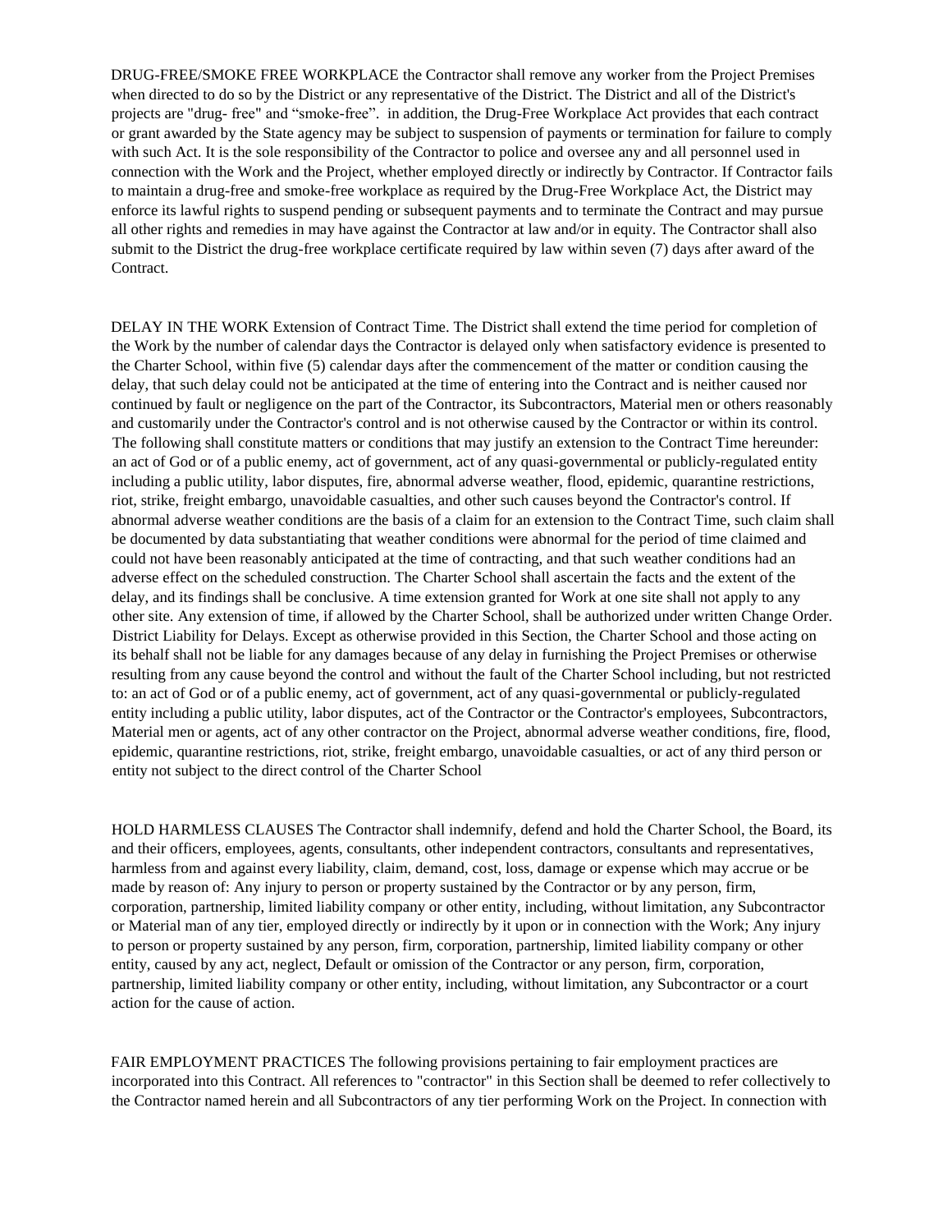DRUG-FREE/SMOKE FREE WORKPLACE the Contractor shall remove any worker from the Project Premises when directed to do so by the District or any representative of the District. The District and all of the District's projects are "drug- free" and "smoke-free". in addition, the Drug-Free Workplace Act provides that each contract or grant awarded by the State agency may be subject to suspension of payments or termination for failure to comply with such Act. It is the sole responsibility of the Contractor to police and oversee any and all personnel used in connection with the Work and the Project, whether employed directly or indirectly by Contractor. If Contractor fails to maintain a drug-free and smoke-free workplace as required by the Drug-Free Workplace Act, the District may enforce its lawful rights to suspend pending or subsequent payments and to terminate the Contract and may pursue all other rights and remedies in may have against the Contractor at law and/or in equity. The Contractor shall also submit to the District the drug-free workplace certificate required by law within seven (7) days after award of the Contract.

DELAY IN THE WORK Extension of Contract Time. The District shall extend the time period for completion of the Work by the number of calendar days the Contractor is delayed only when satisfactory evidence is presented to the Charter School, within five (5) calendar days after the commencement of the matter or condition causing the delay, that such delay could not be anticipated at the time of entering into the Contract and is neither caused nor continued by fault or negligence on the part of the Contractor, its Subcontractors, Material men or others reasonably and customarily under the Contractor's control and is not otherwise caused by the Contractor or within its control. The following shall constitute matters or conditions that may justify an extension to the Contract Time hereunder: an act of God or of a public enemy, act of government, act of any quasi-governmental or publicly-regulated entity including a public utility, labor disputes, fire, abnormal adverse weather, flood, epidemic, quarantine restrictions, riot, strike, freight embargo, unavoidable casualties, and other such causes beyond the Contractor's control. If abnormal adverse weather conditions are the basis of a claim for an extension to the Contract Time, such claim shall be documented by data substantiating that weather conditions were abnormal for the period of time claimed and could not have been reasonably anticipated at the time of contracting, and that such weather conditions had an adverse effect on the scheduled construction. The Charter School shall ascertain the facts and the extent of the delay, and its findings shall be conclusive. A time extension granted for Work at one site shall not apply to any other site. Any extension of time, if allowed by the Charter School, shall be authorized under written Change Order. District Liability for Delays. Except as otherwise provided in this Section, the Charter School and those acting on its behalf shall not be liable for any damages because of any delay in furnishing the Project Premises or otherwise resulting from any cause beyond the control and without the fault of the Charter School including, but not restricted to: an act of God or of a public enemy, act of government, act of any quasi-governmental or publicly-regulated entity including a public utility, labor disputes, act of the Contractor or the Contractor's employees, Subcontractors, Material men or agents, act of any other contractor on the Project, abnormal adverse weather conditions, fire, flood, epidemic, quarantine restrictions, riot, strike, freight embargo, unavoidable casualties, or act of any third person or entity not subject to the direct control of the Charter School

HOLD HARMLESS CLAUSES The Contractor shall indemnify, defend and hold the Charter School, the Board, its and their officers, employees, agents, consultants, other independent contractors, consultants and representatives, harmless from and against every liability, claim, demand, cost, loss, damage or expense which may accrue or be made by reason of: Any injury to person or property sustained by the Contractor or by any person, firm, corporation, partnership, limited liability company or other entity, including, without limitation, any Subcontractor or Material man of any tier, employed directly or indirectly by it upon or in connection with the Work; Any injury to person or property sustained by any person, firm, corporation, partnership, limited liability company or other entity, caused by any act, neglect, Default or omission of the Contractor or any person, firm, corporation, partnership, limited liability company or other entity, including, without limitation, any Subcontractor or a court action for the cause of action.

FAIR EMPLOYMENT PRACTICES The following provisions pertaining to fair employment practices are incorporated into this Contract. All references to "contractor" in this Section shall be deemed to refer collectively to the Contractor named herein and all Subcontractors of any tier performing Work on the Project. In connection with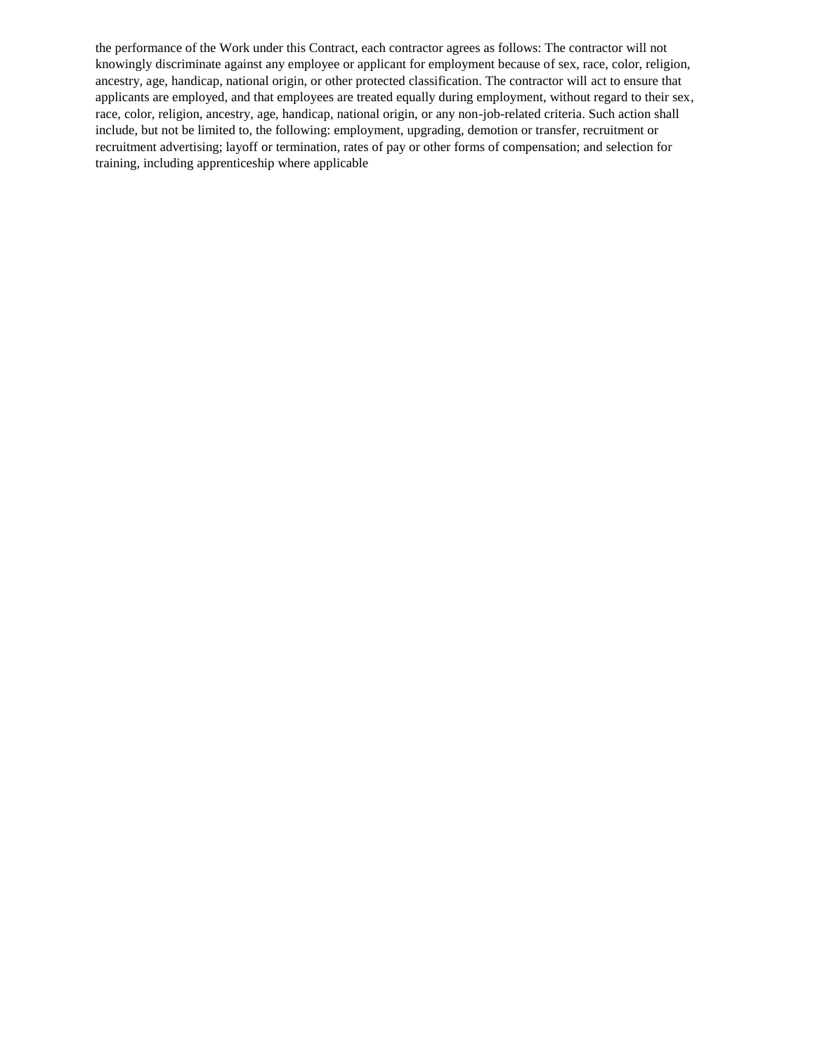the performance of the Work under this Contract, each contractor agrees as follows: The contractor will not knowingly discriminate against any employee or applicant for employment because of sex, race, color, religion, ancestry, age, handicap, national origin, or other protected classification. The contractor will act to ensure that applicants are employed, and that employees are treated equally during employment, without regard to their sex, race, color, religion, ancestry, age, handicap, national origin, or any non-job-related criteria. Such action shall include, but not be limited to, the following: employment, upgrading, demotion or transfer, recruitment or recruitment advertising; layoff or termination, rates of pay or other forms of compensation; and selection for training, including apprenticeship where applicable